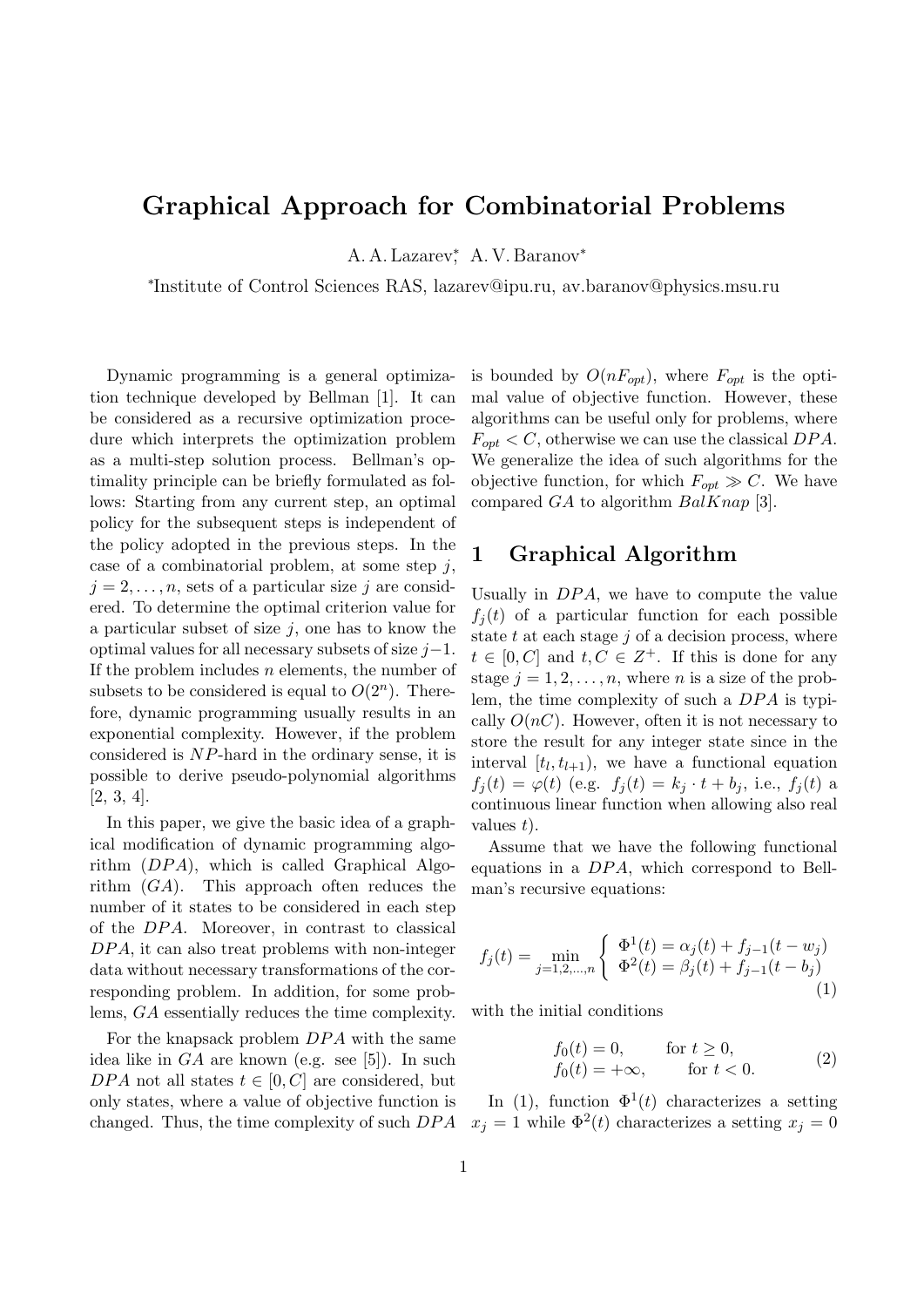# Graphical Approach for Combinatorial Problems

A. A. Lazarev*, A. V. Baranov*

*Institute of Control Sciences RAS, lazarev@ipu.ru, av.baranov@physics.msu.ru

Dynamic programming is a general optimization technique developed by Bellman [1]. It can be considered as a recursive optimization procedure which interprets the optimization problem as a multi-step solution process. Bellman's optimality principle can be briefly formulated as follows: Starting from any current step, an optimal policy for the subsequent steps is independent of the policy adopted in the previous steps. In the case of a combinatorial problem, at some step $j$, $j = 2, \ldots, n$, sets of a particular size $j$ are considered. To determine the optimal criterion value for a particular subset of size $j$, one has to know the optimal values for all necessary subsets of size $j-1$. If the problem includes $n$ elements, the number of subsets to be considered is equal to $O(2^n)$. Therefore, dynamic programming usually results in an exponential complexity. However, if the problem considered is $NP$-hard in the ordinary sense, it is possible to derive pseudo-polynomial algorithms [2, 3, 4].

In this paper, we give the basic idea of a graphical modification of dynamic programming algorithm ($DPA$), which is called Graphical Algorithm ($GA$). This approach often reduces the number of it states to be considered in each step of the $DPA$. Moreover, in contrast to classical $DPA$, it can also treat problems with non-integer data without necessary transformations of the corresponding problem. In addition, for some problems, $GA$ essentially reduces the time complexity.

For the knapsack problem $DPA$ with the same idea like in $GA$ are known (e.g. see [5]). In such $DPA$ not all states $t \in [0, C]$ are considered, but only states, where a value of objective function is changed. Thus, the time complexity of such $DPA$ is bounded by $O(nF_{opt})$, where $F_{opt}$ is the optimal value of objective function. However, these algorithms can be useful only for problems, where $F_{opt} < C$, otherwise we can use the classical $DPA$. We generalize the idea of such algorithms for the objective function, for which $F_{opt} \gg C$. We have compared $GA$ to algorithm $BalKnap$ [3].

## 1 Graphical Algorithm

Usually in $DPA$, we have to compute the value $f_j(t)$ of a particular function for each possible state $t$ at each stage $j$ of a decision process, where $t \in [0, C]$ and $t, C \in Z^+$. If this is done for any stage $j = 1, 2, \ldots, n$, where $n$ is a size of the problem, the time complexity of such a $DPA$ is typically $O(nC)$. However, often it is not necessary to store the result for any integer state since in the interval $[t_l, t_{l+1})$, we have a functional equation $f_j(t) = \varphi(t)$ (e.g. $f_j(t) = k_j \cdot t + b_j$, i.e., $f_j(t)$ a continuous linear function when allowing also real values $t$).

Assume that we have the following functional equations in a $DPA$, which correspond to Bellman's recursive equations:

$$f_j(t) = \min_{j=1,2,\ldots,n} \left\{ \begin{array}{l} \Phi^1(t) = \alpha_j(t) + f_{j-1}(t - w_j) \\ \Phi^2(t) = \beta_j(t) + f_{j-1}(t - b_j) \end{array} \right. \tag{1}$$

with the initial conditions

$$\begin{array}{ll} f_0(t) = 0, & \text{for } t \geq 0, \\ f_0(t) = +\infty, & \text{for } t < 0. \end{array} \tag{2}$$

In (1), function $\Phi^1(t)$ characterizes a setting $x_j = 1$ while $\Phi^2(t)$ characterizes a setting $x_j = 0$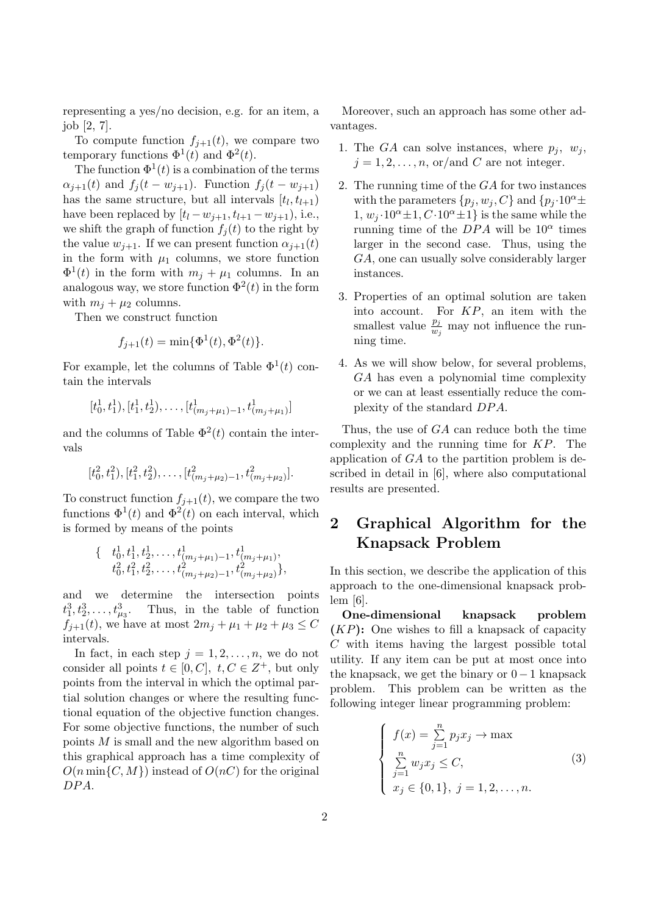representing a yes/no decision, e.g. for an item, a job [2, 7].

To compute function $f_{j+1}(t)$, we compare two temporary functions $\Phi^1(t)$ and $\Phi^2(t)$.

The function $\Phi^1(t)$ is a combination of the terms $\alpha_{j+1}(t)$ and $f_j(t - w_{j+1})$. Function $f_j(t - w_{j+1})$ has the same structure, but all intervals $[t_l, t_{l+1})$ have been replaced by $[t_l - w_{j+1}, t_{l+1} - w_{j+1})$, i.e., we shift the graph of function $f_j(t)$ to the right by the value $w_{j+1}$. If we can present function $\alpha_{j+1}(t)$ in the form with $\mu_1$ columns, we store function $\Phi^1(t)$ in the form with $m_j + \mu_1$ columns. In an analogous way, we store function $\Phi^2(t)$ in the form with $m_j + \mu_2$ columns.

Then we construct function

$$f_{j+1}(t) = \min\{\Phi^1(t), \Phi^2(t)\}.$$

For example, let the columns of Table $\Phi^1(t)$ contain the intervals

$$[t_0^1, t_1^1), [t_1^1, t_2^1), \ldots, [t^1_{(m_j+\mu_1)-1}, t^1_{(m_j+\mu_1)}]$$

and the columns of Table $\Phi^2(t)$ contain the intervals

$$[t_0^2, t_1^2), [t_1^2, t_2^2), \ldots, [t^2_{(m_j+\mu_2)-1}, t^2_{(m_j+\mu_2)}].$$

To construct function $f_{j+1}(t)$, we compare the two functions $\Phi^1(t)$ and $\Phi^2(t)$ on each interval, which is formed by means of the points

$$\begin{aligned}\{ \quad & t_0^1, t_1^1, t_2^1, \ldots, t^1_{(m_j+\mu_1)-1}, t^1_{(m_j+\mu_1)}, \\ & t_0^2, t_1^2, t_2^2, \ldots, t^2_{(m_j+\mu_2)-1}, t^2_{(m_j+\mu_2)}\},\end{aligned}$$

and we determine the intersection points $t_1^3, t_2^3, \ldots, t_{\mu_3}^3$. Thus, in the table of function $f_{j+1}(t)$, we have at most $2m_j + \mu_1 + \mu_2 + \mu_3 \leq C$ intervals.

In fact, in each step $j = 1, 2, \ldots, n$, we do not consider all points $t \in [0, C],\ t, C \in Z^+$, but only points from the interval in which the optimal partial solution changes or where the resulting functional equation of the objective function changes. For some objective functions, the number of such points $M$ is small and the new algorithm based on this graphical approach has a time complexity of $O(n \min\{C, M\})$ instead of $O(nC)$ for the original $DPA$.

Moreover, such an approach has some other advantages.

1. The $GA$ can solve instances, where $p_j,\ w_j,$ $j = 1, 2, \ldots, n,$ or/and $C$ are not integer.
2. The running time of the $GA$ for two instances with the parameters $\{p_j, w_j, C\}$ and $\{p_j \cdot 10^\alpha \pm 1,\ w_j \cdot 10^\alpha \pm 1, C \cdot 10^\alpha \pm 1\}$ is the same while the running time of the $DPA$ will be $10^\alpha$ times larger in the second case. Thus, using the $GA$, one can usually solve considerably larger instances.
3. Properties of an optimal solution are taken into account. For $KP$, an item with the smallest value $\frac{p_j}{w_j}$ may not influence the running time.
4. As we will show below, for several problems, $GA$ has even a polynomial time complexity or we can at least essentially reduce the complexity of the standard $DPA$.

Thus, the use of $GA$ can reduce both the time complexity and the running time for $KP$. The application of $GA$ to the partition problem is described in detail in [6], where also computational results are presented.

## 2 Graphical Algorithm for the Knapsack Problem

In this section, we describe the application of this approach to the one-dimensional knapsack problem [6].

**One-dimensional knapsack problem ($KP$):** One wishes to fill a knapsack of capacity $C$ with items having the largest possible total utility. If any item can be put at most once into the knapsack, we get the binary or $0-1$ knapsack problem. This problem can be written as the following integer linear programming problem:

$$\begin{cases} f(x) = \sum\limits_{j=1}^{n} p_j x_j \to \max \\ \sum\limits_{j=1}^{n} w_j x_j \leq C, \\ x_j \in \{0, 1\},\ j = 1, 2, \ldots, n. \end{cases} \tag{3}$$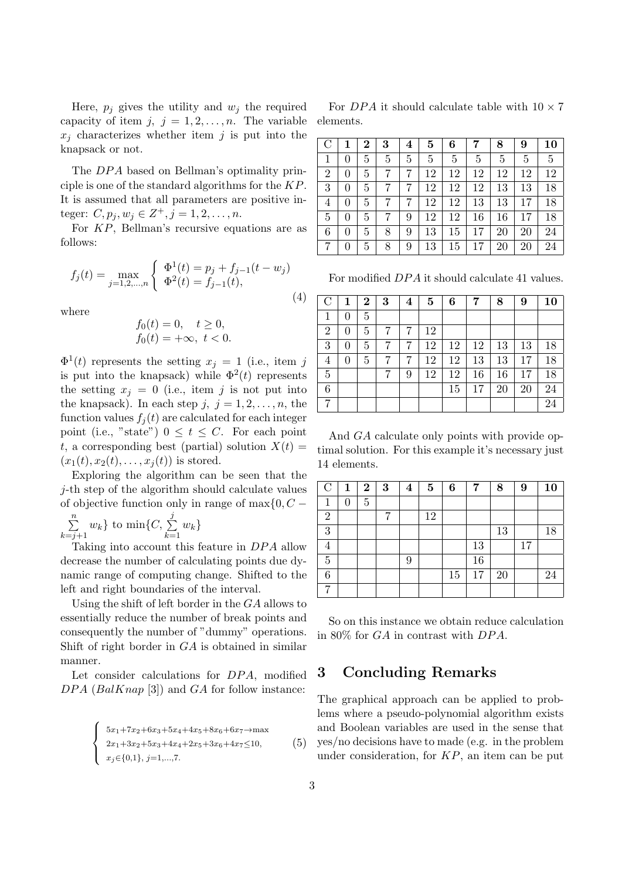Here, $p_j$ gives the utility and $w_j$ the required capacity of item $j$, $j = 1, 2, \ldots, n$. The variable $x_j$ characterizes whether item $j$ is put into the knapsack or not.

The $DPA$ based on Bellman's optimality principle is one of the standard algorithms for the $KP$. It is assumed that all parameters are positive integer: $C, p_j, w_j \in Z^+, j = 1, 2, \ldots, n$.

For $KP$, Bellman's recursive equations are as follows:

$$f_j(t) = \max_{j=1,2,\ldots,n} \begin{cases} \Phi^1(t) = p_j + f_{j-1}(t - w_j) \\ \Phi^2(t) = f_{j-1}(t), \end{cases} \tag{4}$$

where

$$f_0(t) = 0, \quad t \geq 0,$$
$$f_0(t) = +\infty, \ t < 0.$$

$\Phi^1(t)$ represents the setting $x_j = 1$ (i.e., item $j$ is put into the knapsack) while $\Phi^2(t)$ represents the setting $x_j = 0$ (i.e., item $j$ is not put into the knapsack). In each step $j$, $j = 1, 2, \ldots, n$, the function values $f_j(t)$ are calculated for each integer point (i.e., "state") $0 \leq t \leq C$. For each point $t$, a corresponding best (partial) solution $X(t) = (x_1(t), x_2(t), \ldots, x_j(t))$ is stored.

Exploring the algorithm can be seen that the $j$-th step of the algorithm should calculate values of objective function only in range of $\max\{0, C - \sum\limits_{k=j+1}^{n} w_k\}$ to $\min\{C, \sum\limits_{k=1}^{j} w_k\}$

Taking into account this feature in $DPA$ allow decrease the number of calculating points due dynamic range of computing change. Shifted to the left and right boundaries of the interval.

Using the shift of left border in the $GA$ allows to essentially reduce the number of break points and consequently the number of "dummy" operations. Shift of right border in $GA$ is obtained in similar manner.

Let consider calculations for $DPA$, modified $DPA$ ($BalKnap$ [3]) and $GA$ for follow instance:

$$\begin{cases} 5x_1+7x_2+6x_3+5x_4+4x_5+8x_6+6x_7 \to \max \\ 2x_1+3x_2+5x_3+4x_4+2x_5+3x_6+4x_7 \leq 10, \\ x_j \in \{0,1\},\ j=1,\ldots,7. \end{cases} \tag{5}$$

For $DPA$ it should calculate table with $10 \times 7$ elements.

| C | **1** | **2** | **3** | **4** | **5** | **6** | **7** | **8** | **9** | **10** |
|---|---|---|---|---|---|---|---|---|---|---|
| 1 | 0 | 5 | 5 | 5 | 5 | 5 | 5 | 5 | 5 | 5 |
| 2 | 0 | 5 | 7 | 7 | 12 | 12 | 12 | 12 | 12 | 12 |
| 3 | 0 | 5 | 7 | 7 | 12 | 12 | 12 | 13 | 13 | 18 |
| 4 | 0 | 5 | 7 | 7 | 12 | 12 | 13 | 13 | 17 | 18 |
| 5 | 0 | 5 | 7 | 9 | 12 | 12 | 16 | 16 | 17 | 18 |
| 6 | 0 | 5 | 8 | 9 | 13 | 15 | 17 | 20 | 20 | 24 |
| 7 | 0 | 5 | 8 | 9 | 13 | 15 | 17 | 20 | 20 | 24 |

For modified $DPA$ it should calculate 41 values.

| C | **1** | **2** | **3** | **4** | **5** | **6** | **7** | **8** | **9** | **10** |
|---|---|---|---|---|---|---|---|---|---|---|
| 1 | 0 | 5 | | | | | | | | |
| 2 | 0 | 5 | 7 | 7 | 12 | | | | | |
| 3 | 0 | 5 | 7 | 7 | 12 | 12 | 12 | 13 | 13 | 18 |
| 4 | 0 | 5 | 7 | 7 | 12 | 12 | 13 | 13 | 17 | 18 |
| 5 | | | 7 | 9 | 12 | 12 | 16 | 16 | 17 | 18 |
| 6 | | | | | | 15 | 17 | 20 | 20 | 24 |
| 7 | | | | | | | | | | 24 |

And $GA$ calculate only points with provide optimal solution. For this example it's necessary just 14 elements.

| C | **1** | **2** | **3** | **4** | **5** | **6** | **7** | **8** | **9** | **10** |
|---|---|---|---|---|---|---|---|---|---|---|
| 1 | 0 | 5 | | | | | | | | |
| 2 | | | 7 | | 12 | | | | | |
| 3 | | | | | | | | 13 | | 18 |
| 4 | | | | | | | 13 | | 17 | |
| 5 | | | | 9 | | | 16 | | | |
| 6 | | | | | | 15 | 17 | 20 | | 24 |
| 7 | | | | | | | | | | |

So on this instance we obtain reduce calculation in 80% for $GA$ in contrast with $DPA$.

## 3 Concluding Remarks

The graphical approach can be applied to problems where a pseudo-polynomial algorithm exists and Boolean variables are used in the sense that yes/no decisions have to made (e.g. in the problem under consideration, for $KP$, an item can be put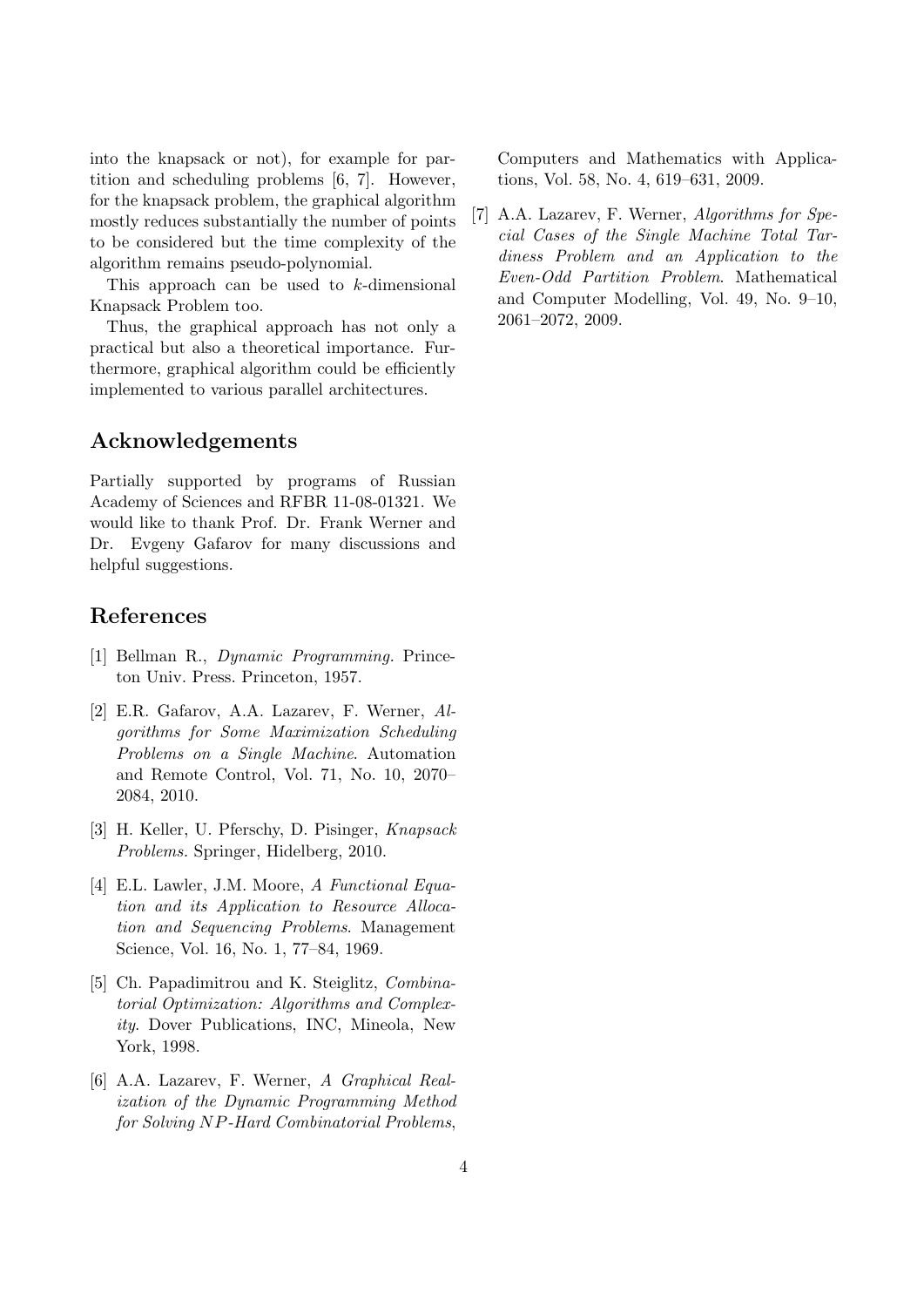into the knapsack or not), for example for partition and scheduling problems [6, 7]. However, for the knapsack problem, the graphical algorithm mostly reduces substantially the number of points to be considered but the time complexity of the algorithm remains pseudo-polynomial.

This approach can be used to $k$-dimensional Knapsack Problem too.

Thus, the graphical approach has not only a practical but also a theoretical importance. Furthermore, graphical algorithm could be efficiently implemented to various parallel architectures.

## Acknowledgements

Partially supported by programs of Russian Academy of Sciences and RFBR 11-08-01321. We would like to thank Prof. Dr. Frank Werner and Dr. Evgeny Gafarov for many discussions and helpful suggestions.

## References

[1] Bellman R., *Dynamic Programming.* Princeton Univ. Press. Princeton, 1957.

[2] E.R. Gafarov, A.A. Lazarev, F. Werner, *Algorithms for Some Maximization Scheduling Problems on a Single Machine*. Automation and Remote Control, Vol. 71, No. 10, 2070–2084, 2010.

[3] H. Keller, U. Pferschy, D. Pisinger, *Knapsack Problems.* Springer, Hidelberg, 2010.

[4] E.L. Lawler, J.M. Moore, *A Functional Equation and its Application to Resource Allocation and Sequencing Problems*. Management Science, Vol. 16, No. 1, 77–84, 1969.

[5] Ch. Papadimitrou and K. Steiglitz, *Combinatorial Optimization: Algorithms and Complexity*. Dover Publications, INC, Mineola, New York, 1998.

[6] A.A. Lazarev, F. Werner, *A Graphical Realization of the Dynamic Programming Method for Solving $NP$-Hard Combinatorial Problems*, Computers and Mathematics with Applications, Vol. 58, No. 4, 619–631, 2009.

[7] A.A. Lazarev, F. Werner, *Algorithms for Special Cases of the Single Machine Total Tardiness Problem and an Application to the Even-Odd Partition Problem*. Mathematical and Computer Modelling, Vol. 49, No. 9–10, 2061–2072, 2009.